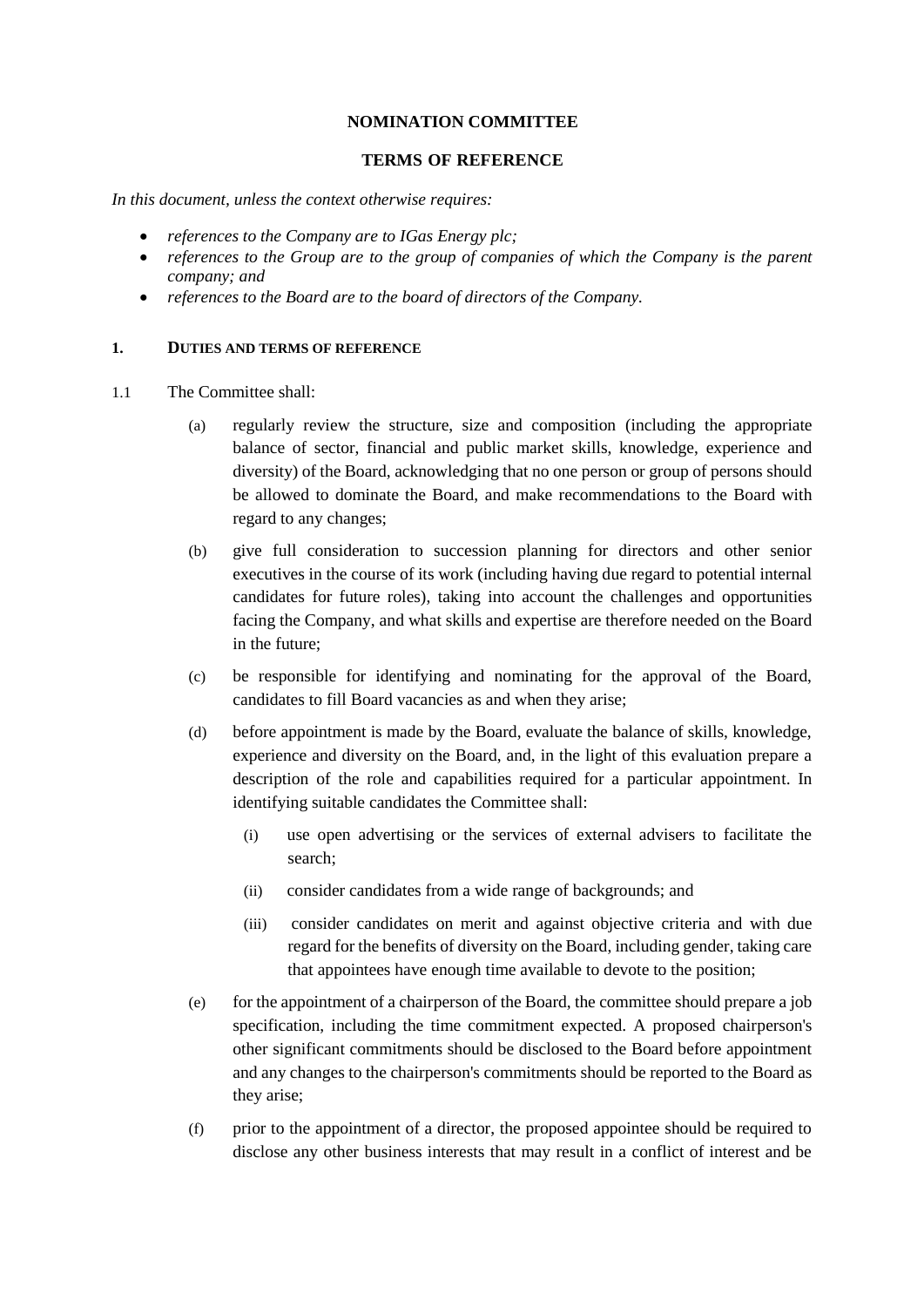**NOMINATION COMMITTEE**

**TERMS OF REFERENCE**

*In this document, unless the context otherwise requires:*

- *references to the Company are to IGas Energy plc;*
- *references to the Group are to the group of companies of which the Company is the parent company; and*
- *references to the Board are to the board of directors of the Company.*

## 1. DUTIES AND TERMS OF REFERENCE

1.1 The Committee shall:

(a) regularly review the structure, size and composition (including the appropriate balance of sector, financial and public market skills, knowledge, experience and diversity) of the Board, acknowledging that no one person or group of persons should be allowed to dominate the Board, and make recommendations to the Board with regard to any changes;

(b) give full consideration to succession planning for directors and other senior executives in the course of its work (including having due regard to potential internal candidates for future roles), taking into account the challenges and opportunities facing the Company, and what skills and expertise are therefore needed on the Board in the future;

(c) be responsible for identifying and nominating for the approval of the Board, candidates to fill Board vacancies as and when they arise;

(d) before appointment is made by the Board, evaluate the balance of skills, knowledge, experience and diversity on the Board, and, in the light of this evaluation prepare a description of the role and capabilities required for a particular appointment. In identifying suitable candidates the Committee shall:

   (i) use open advertising or the services of external advisers to facilitate the search;

   (ii) consider candidates from a wide range of backgrounds; and

   (iii) consider candidates on merit and against objective criteria and with due regard for the benefits of diversity on the Board, including gender, taking care that appointees have enough time available to devote to the position;

(e) for the appointment of a chairperson of the Board, the committee should prepare a job specification, including the time commitment expected. A proposed chairperson's other significant commitments should be disclosed to the Board before appointment and any changes to the chairperson's commitments should be reported to the Board as they arise;

(f) prior to the appointment of a director, the proposed appointee should be required to disclose any other business interests that may result in a conflict of interest and be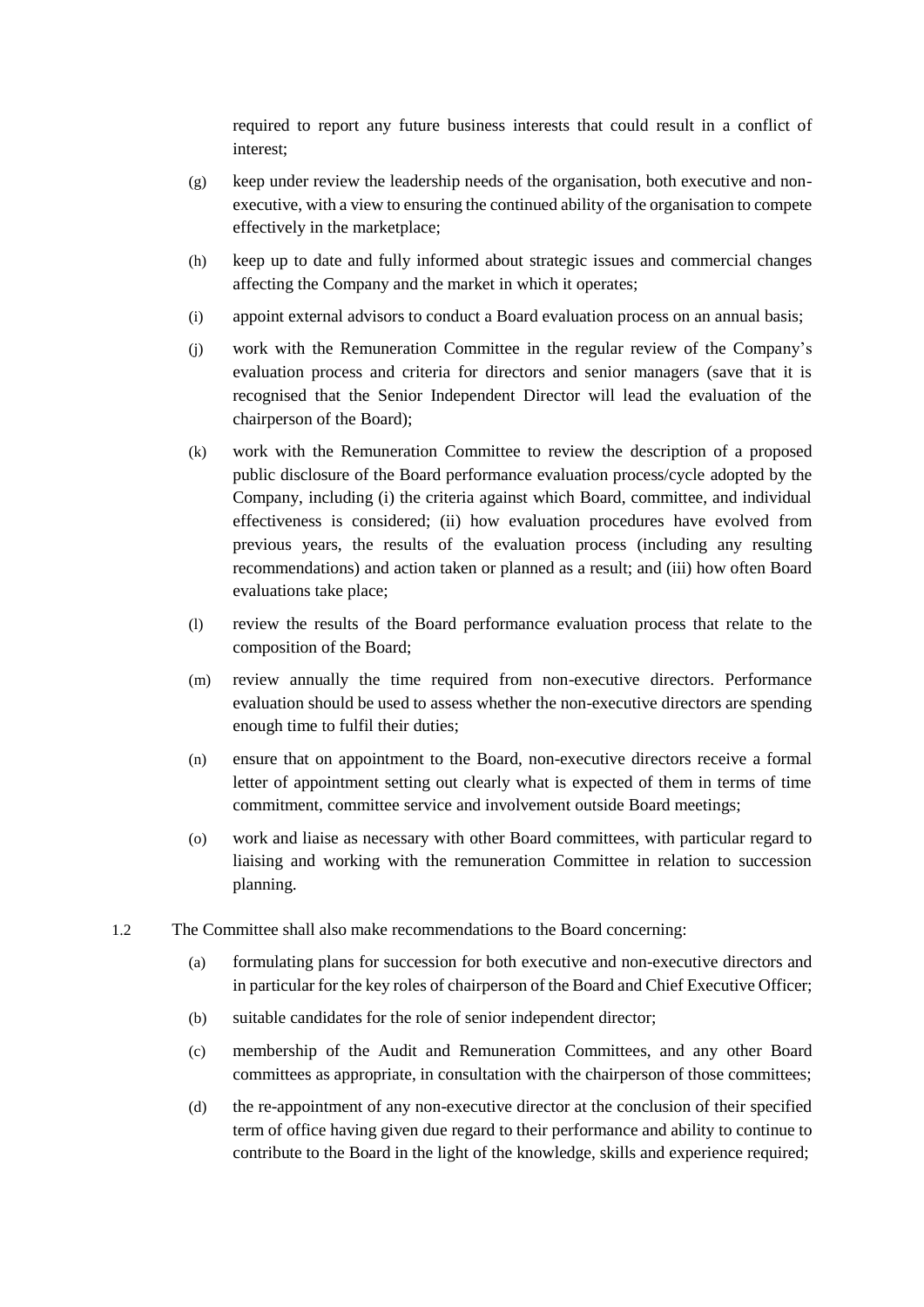required to report any future business interests that could result in a conflict of interest;

(g) keep under review the leadership needs of the organisation, both executive and non-executive, with a view to ensuring the continued ability of the organisation to compete effectively in the marketplace;

(h) keep up to date and fully informed about strategic issues and commercial changes affecting the Company and the market in which it operates;

(i) appoint external advisors to conduct a Board evaluation process on an annual basis;

(j) work with the Remuneration Committee in the regular review of the Company's evaluation process and criteria for directors and senior managers (save that it is recognised that the Senior Independent Director will lead the evaluation of the chairperson of the Board);

(k) work with the Remuneration Committee to review the description of a proposed public disclosure of the Board performance evaluation process/cycle adopted by the Company, including (i) the criteria against which Board, committee, and individual effectiveness is considered; (ii) how evaluation procedures have evolved from previous years, the results of the evaluation process (including any resulting recommendations) and action taken or planned as a result; and (iii) how often Board evaluations take place;

(l) review the results of the Board performance evaluation process that relate to the composition of the Board;

(m) review annually the time required from non-executive directors. Performance evaluation should be used to assess whether the non-executive directors are spending enough time to fulfil their duties;

(n) ensure that on appointment to the Board, non-executive directors receive a formal letter of appointment setting out clearly what is expected of them in terms of time commitment, committee service and involvement outside Board meetings;

(o) work and liaise as necessary with other Board committees, with particular regard to liaising and working with the remuneration Committee in relation to succession planning.

1.2 The Committee shall also make recommendations to the Board concerning:

(a) formulating plans for succession for both executive and non-executive directors and in particular for the key roles of chairperson of the Board and Chief Executive Officer;

(b) suitable candidates for the role of senior independent director;

(c) membership of the Audit and Remuneration Committees, and any other Board committees as appropriate, in consultation with the chairperson of those committees;

(d) the re-appointment of any non-executive director at the conclusion of their specified term of office having given due regard to their performance and ability to continue to contribute to the Board in the light of the knowledge, skills and experience required;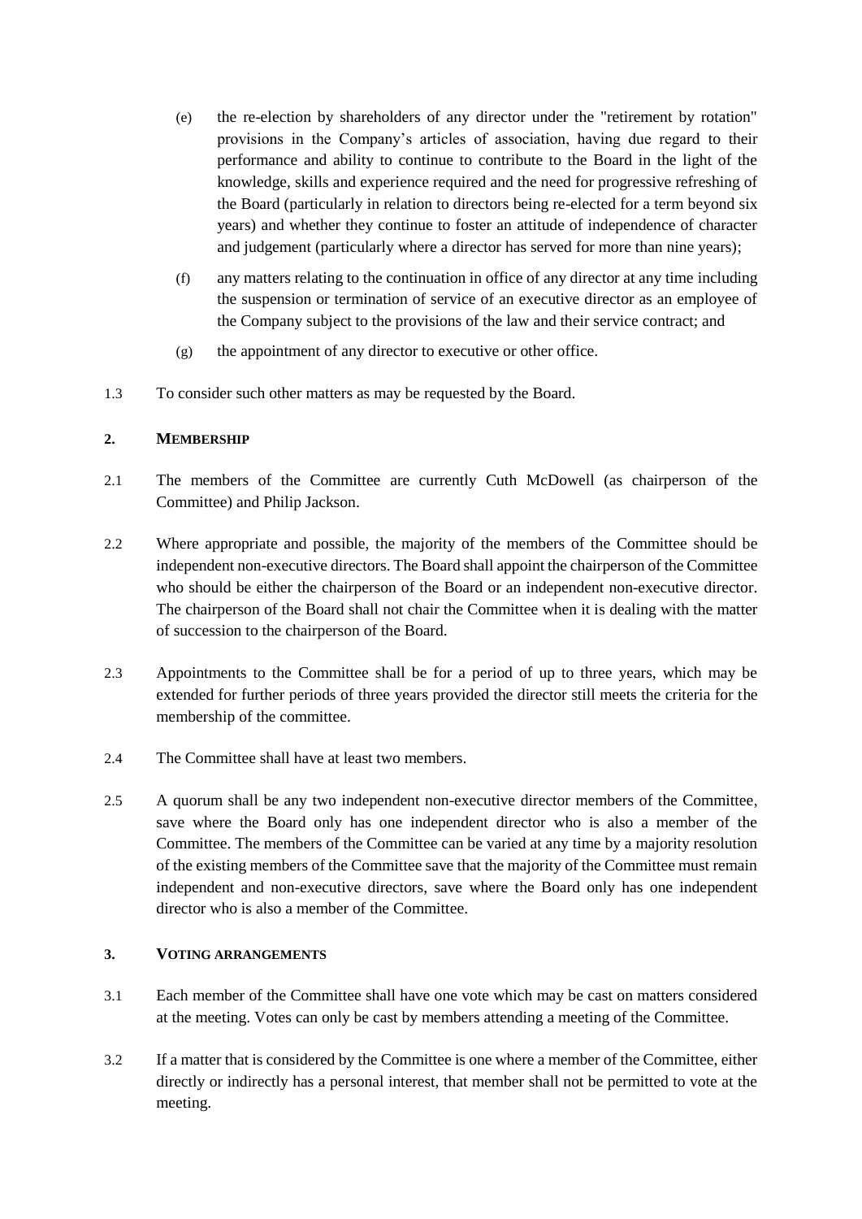(e) the re-election by shareholders of any director under the "retirement by rotation" provisions in the Company's articles of association, having due regard to their performance and ability to continue to contribute to the Board in the light of the knowledge, skills and experience required and the need for progressive refreshing of the Board (particularly in relation to directors being re-elected for a term beyond six years) and whether they continue to foster an attitude of independence of character and judgement (particularly where a director has served for more than nine years);

(f) any matters relating to the continuation in office of any director at any time including the suspension or termination of service of an executive director as an employee of the Company subject to the provisions of the law and their service contract; and

(g) the appointment of any director to executive or other office.

1.3 To consider such other matters as may be requested by the Board.

## 2. MEMBERSHIP

2.1 The members of the Committee are currently Cuth McDowell (as chairperson of the Committee) and Philip Jackson.

2.2 Where appropriate and possible, the majority of the members of the Committee should be independent non-executive directors. The Board shall appoint the chairperson of the Committee who should be either the chairperson of the Board or an independent non-executive director. The chairperson of the Board shall not chair the Committee when it is dealing with the matter of succession to the chairperson of the Board.

2.3 Appointments to the Committee shall be for a period of up to three years, which may be extended for further periods of three years provided the director still meets the criteria for the membership of the committee.

2.4 The Committee shall have at least two members.

2.5 A quorum shall be any two independent non-executive director members of the Committee, save where the Board only has one independent director who is also a member of the Committee. The members of the Committee can be varied at any time by a majority resolution of the existing members of the Committee save that the majority of the Committee must remain independent and non-executive directors, save where the Board only has one independent director who is also a member of the Committee.

## 3. VOTING ARRANGEMENTS

3.1 Each member of the Committee shall have one vote which may be cast on matters considered at the meeting. Votes can only be cast by members attending a meeting of the Committee.

3.2 If a matter that is considered by the Committee is one where a member of the Committee, either directly or indirectly has a personal interest, that member shall not be permitted to vote at the meeting.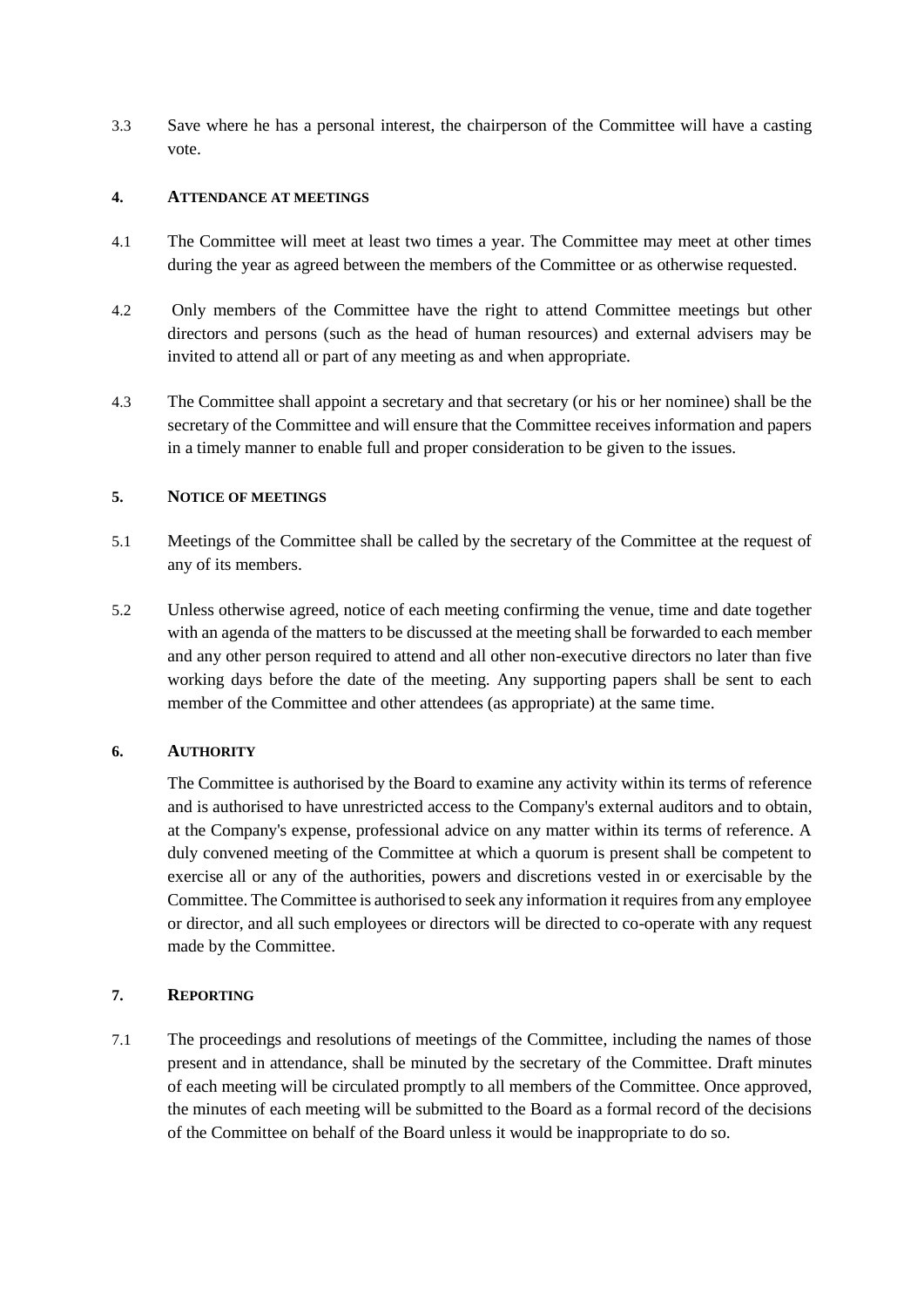3.3 Save where he has a personal interest, the chairperson of the Committee will have a casting vote.

## 4. ATTENDANCE AT MEETINGS

4.1 The Committee will meet at least two times a year. The Committee may meet at other times during the year as agreed between the members of the Committee or as otherwise requested.

4.2 Only members of the Committee have the right to attend Committee meetings but other directors and persons (such as the head of human resources) and external advisers may be invited to attend all or part of any meeting as and when appropriate.

4.3 The Committee shall appoint a secretary and that secretary (or his or her nominee) shall be the secretary of the Committee and will ensure that the Committee receives information and papers in a timely manner to enable full and proper consideration to be given to the issues.

## 5. NOTICE OF MEETINGS

5.1 Meetings of the Committee shall be called by the secretary of the Committee at the request of any of its members.

5.2 Unless otherwise agreed, notice of each meeting confirming the venue, time and date together with an agenda of the matters to be discussed at the meeting shall be forwarded to each member and any other person required to attend and all other non-executive directors no later than five working days before the date of the meeting. Any supporting papers shall be sent to each member of the Committee and other attendees (as appropriate) at the same time.

## 6. AUTHORITY

The Committee is authorised by the Board to examine any activity within its terms of reference and is authorised to have unrestricted access to the Company's external auditors and to obtain, at the Company's expense, professional advice on any matter within its terms of reference. A duly convened meeting of the Committee at which a quorum is present shall be competent to exercise all or any of the authorities, powers and discretions vested in or exercisable by the Committee. The Committee is authorised to seek any information it requires from any employee or director, and all such employees or directors will be directed to co-operate with any request made by the Committee.

## 7. REPORTING

7.1 The proceedings and resolutions of meetings of the Committee, including the names of those present and in attendance, shall be minuted by the secretary of the Committee. Draft minutes of each meeting will be circulated promptly to all members of the Committee. Once approved, the minutes of each meeting will be submitted to the Board as a formal record of the decisions of the Committee on behalf of the Board unless it would be inappropriate to do so.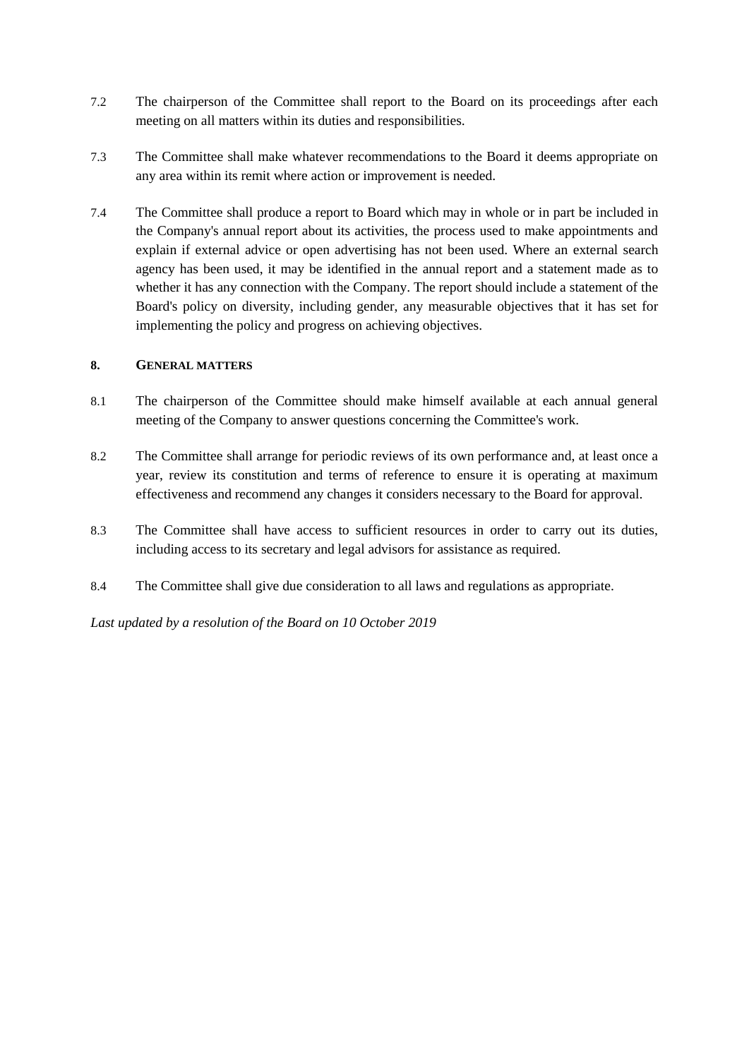7.2 The chairperson of the Committee shall report to the Board on its proceedings after each meeting on all matters within its duties and responsibilities.

7.3 The Committee shall make whatever recommendations to the Board it deems appropriate on any area within its remit where action or improvement is needed.

7.4 The Committee shall produce a report to Board which may in whole or in part be included in the Company's annual report about its activities, the process used to make appointments and explain if external advice or open advertising has not been used. Where an external search agency has been used, it may be identified in the annual report and a statement made as to whether it has any connection with the Company. The report should include a statement of the Board's policy on diversity, including gender, any measurable objectives that it has set for implementing the policy and progress on achieving objectives.

## 8. GENERAL MATTERS

8.1 The chairperson of the Committee should make himself available at each annual general meeting of the Company to answer questions concerning the Committee's work.

8.2 The Committee shall arrange for periodic reviews of its own performance and, at least once a year, review its constitution and terms of reference to ensure it is operating at maximum effectiveness and recommend any changes it considers necessary to the Board for approval.

8.3 The Committee shall have access to sufficient resources in order to carry out its duties, including access to its secretary and legal advisors for assistance as required.

8.4 The Committee shall give due consideration to all laws and regulations as appropriate.

*Last updated by a resolution of the Board on 10 October 2019*